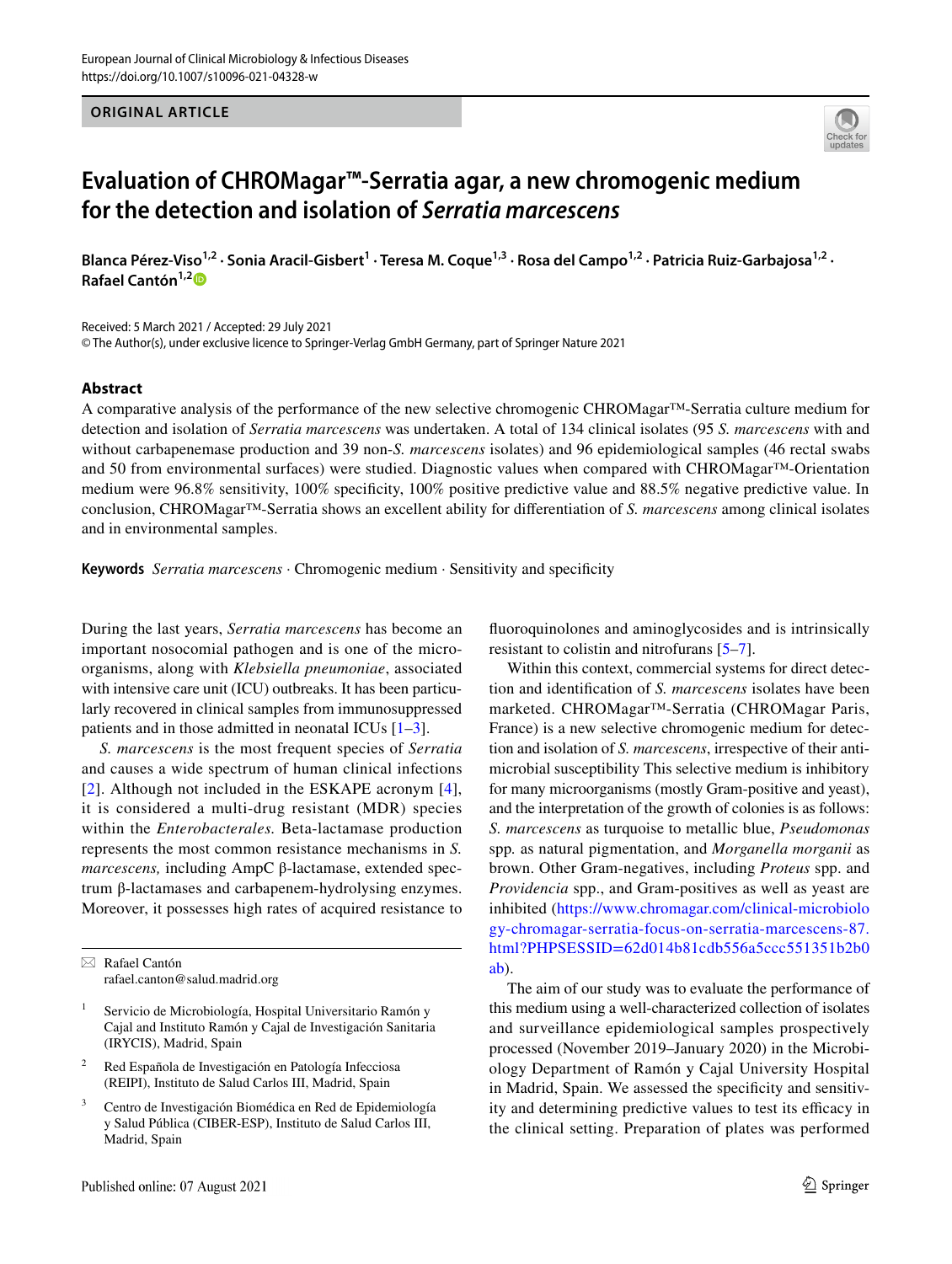ORIGINAL ARTICLE

# Evaluation of CHROMagar™-Serratia agar, a new chromogenic medium for the detection and isolation of *Serratia marcescens*

**Blanca Pérez-Viso[1,2] · Sonia Aracil-Gisbert[1] · Teresa M. Coque[1,3] · Rosa del Campo[1,2] · Patricia Ruiz-Garbajosa[1,2] · Rafael Cantón[1,2]**

Received: 5 March 2021 / Accepted: 29 July 2021
© The Author(s), under exclusive licence to Springer-Verlag GmbH Germany, part of Springer Nature 2021

## Abstract

A comparative analysis of the performance of the new selective chromogenic CHROMagar™-Serratia culture medium for detection and isolation of *Serratia marcescens* was undertaken. A total of 134 clinical isolates (95 *S. marcescens* with and without carbapenemase production and 39 non-*S. marcescens* isolates) and 96 epidemiological samples (46 rectal swabs and 50 from environmental surfaces) were studied. Diagnostic values when compared with CHROMagar™-Orientation medium were 96.8% sensitivity, 100% specificity, 100% positive predictive value and 88.5% negative predictive value. In conclusion, CHROMagar™-Serratia shows an excellent ability for differentiation of *S. marcescens* among clinical isolates and in environmental samples.

**Keywords** *Serratia marcescens* · Chromogenic medium · Sensitivity and specificity

During the last years, *Serratia marcescens* has become an important nosocomial pathogen and is one of the microorganisms, along with *Klebsiella pneumoniae*, associated with intensive care unit (ICU) outbreaks. It has been particularly recovered in clinical samples from immunosuppressed patients and in those admitted in neonatal ICUs [1–3].

*S. marcescens* is the most frequent species of *Serratia* and causes a wide spectrum of human clinical infections [2]. Although not included in the ESKAPE acronym [4], it is considered a multi-drug resistant (MDR) species within the *Enterobacterales.* Beta-lactamase production represents the most common resistance mechanisms in *S. marcescens,* including AmpC β-lactamase, extended spectrum β-lactamases and carbapenem-hydrolysing enzymes. Moreover, it possesses high rates of acquired resistance to fluoroquinolones and aminoglycosides and is intrinsically resistant to colistin and nitrofurans [5–7].

Within this context, commercial systems for direct detection and identification of *S. marcescens* isolates have been marketed. CHROMagar™-Serratia (CHROMagar Paris, France) is a new selective chromogenic medium for detection and isolation of *S. marcescens*, irrespective of their antimicrobial susceptibility This selective medium is inhibitory for many microorganisms (mostly Gram-positive and yeast), and the interpretation of the growth of colonies is as follows: *S. marcescens* as turquoise to metallic blue, *Pseudomonas* spp. as natural pigmentation, and *Morganella morganii* as brown. Other Gram-negatives, including *Proteus* spp. and *Providencia* spp., and Gram-positives as well as yeast are inhibited (https://www.chromagar.com/clinical-microbiology-chromagar-serratia-focus-on-serratia-marcescens-87.html?PHPSESSID=62d014b81cdb556a5ccc551351b2b0ab).

The aim of our study was to evaluate the performance of this medium using a well-characterized collection of isolates and surveillance epidemiological samples prospectively processed (November 2019–January 2020) in the Microbiology Department of Ramón y Cajal University Hospital in Madrid, Spain. We assessed the specificity and sensitivity and determining predictive values to test its efficacy in the clinical setting. Preparation of plates was performed

---

✉ Rafael Cantón
rafael.canton@salud.madrid.org

1 Servicio de Microbiología, Hospital Universitario Ramón y Cajal and Instituto Ramón y Cajal de Investigación Sanitaria (IRYCIS), Madrid, Spain

2 Red Española de Investigación en Patología Infecciosa (REIPI), Instituto de Salud Carlos III, Madrid, Spain

3 Centro de Investigación Biomédica en Red de Epidemiología y Salud Pública (CIBER-ESP), Instituto de Salud Carlos III, Madrid, Spain

Published online: 07 August 2021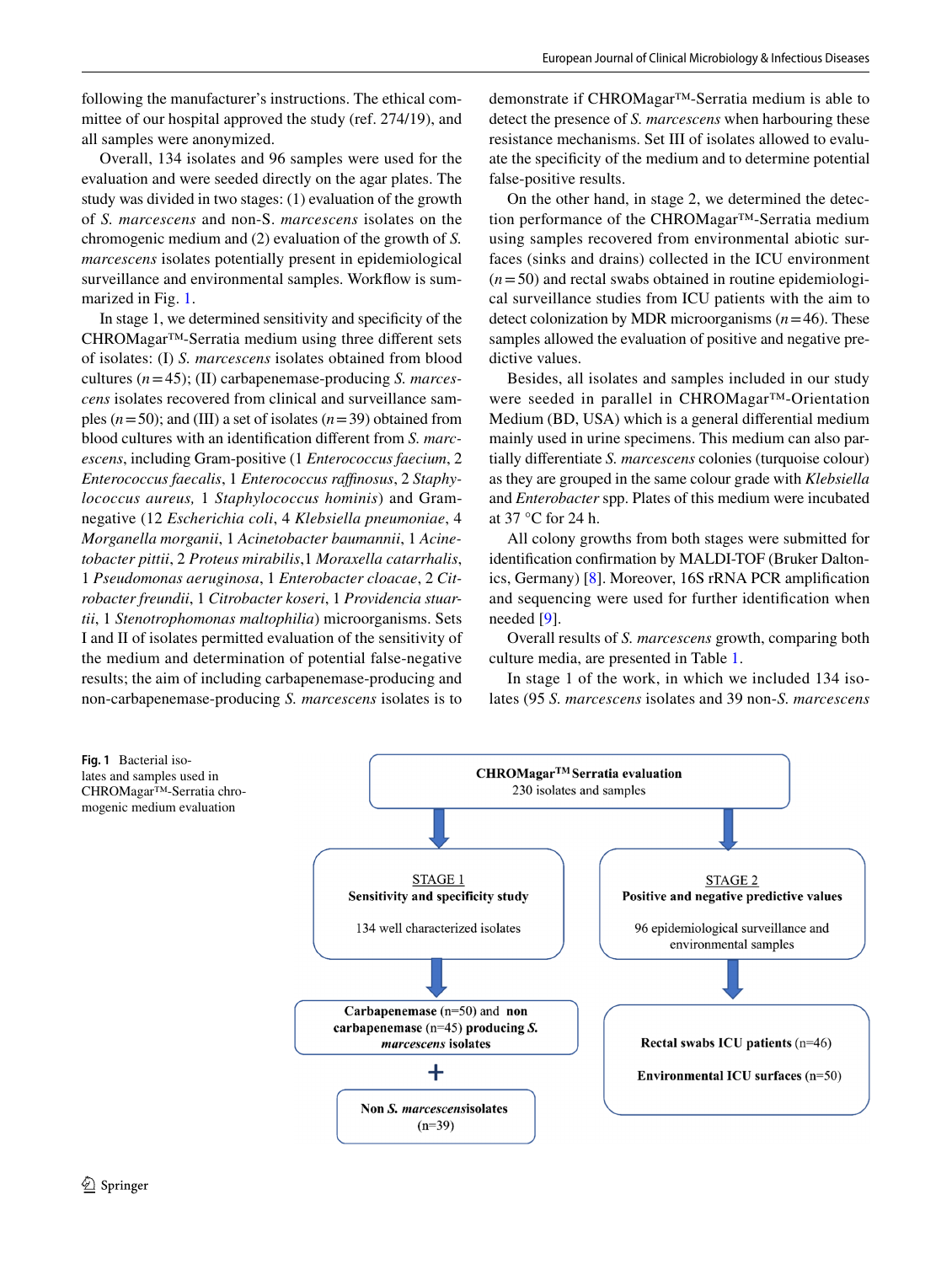following the manufacturer's instructions. The ethical committee of our hospital approved the study (ref. 274/19), and all samples were anonymized.

Overall, 134 isolates and 96 samples were used for the evaluation and were seeded directly on the agar plates. The study was divided in two stages: (1) evaluation of the growth of *S. marcescens* and non-S. *marcescens* isolates on the chromogenic medium and (2) evaluation of the growth of *S. marcescens* isolates potentially present in epidemiological surveillance and environmental samples. Workflow is summarized in Fig. 1.

In stage 1, we determined sensitivity and specificity of the CHROMagar™-Serratia medium using three different sets of isolates: (I) *S. marcescens* isolates obtained from blood cultures (*n* = 45); (II) carbapenemase-producing *S. marcescens* isolates recovered from clinical and surveillance samples (*n* = 50); and (III) a set of isolates (*n* = 39) obtained from blood cultures with an identification different from *S. marcescens*, including Gram-positive (1 *Enterococcus faecium*, 2 *Enterococcus faecalis*, 1 *Enterococcus raffinosus*, 2 *Staphylococcus aureus,* 1 *Staphylococcus hominis*) and Gram-negative (12 *Escherichia coli*, 4 *Klebsiella pneumoniae*, 4 *Morganella morganii*, 1 *Acinetobacter baumannii*, 1 *Acinetobacter pittii*, 2 *Proteus mirabilis*, 1 *Moraxella catarrhalis*, 1 *Pseudomonas aeruginosa*, 1 *Enterobacter cloacae*, 2 *Citrobacter freundii*, 1 *Citrobacter koseri*, 1 *Providencia stuartii*, 1 *Stenotrophomonas maltophilia*) microorganisms. Sets I and II of isolates permitted evaluation of the sensitivity of the medium and determination of potential false-negative results; the aim of including carbapenemase-producing and non-carbapenemase-producing *S. marcescens* isolates is to demonstrate if CHROMagar™-Serratia medium is able to detect the presence of *S. marcescens* when harbouring these resistance mechanisms. Set III of isolates allowed to evaluate the specificity of the medium and to determine potential false-positive results.

On the other hand, in stage 2, we determined the detection performance of the CHROMagar™-Serratia medium using samples recovered from environmental abiotic surfaces (sinks and drains) collected in the ICU environment (*n* = 50) and rectal swabs obtained in routine epidemiological surveillance studies from ICU patients with the aim to detect colonization by MDR microorganisms (*n* = 46). These samples allowed the evaluation of positive and negative predictive values.

Besides, all isolates and samples included in our study were seeded in parallel in CHROMagar™-Orientation Medium (BD, USA) which is a general differential medium mainly used in urine specimens. This medium can also partially differentiate *S. marcescens* colonies (turquoise colour) as they are grouped in the same colour grade with *Klebsiella* and *Enterobacter* spp. Plates of this medium were incubated at 37 °C for 24 h.

All colony growths from both stages were submitted for identification confirmation by MALDI-TOF (Bruker Daltonics, Germany) [8]. Moreover, 16S rRNA PCR amplification and sequencing were used for further identification when needed [9].

Overall results of *S. marcescens* growth, comparing both culture media, are presented in Table 1.

In stage 1 of the work, in which we included 134 isolates (95 *S. marcescens* isolates and 39 non-*S. marcescens*

**Fig. 1** Bacterial isolates and samples used in CHROMagar™-Serratia chromogenic medium evaluation

**CHROMagar™ Serratia evaluation**
230 isolates and samples

STAGE 1
**Sensitivity and specificity study**
134 well characterized isolates
**Carbapenemase** (n=50) and **non carbapenemase** (n=45) **producing *S. marcescens* isolates**
+
**Non *S. marcescens* isolates** (n=39)

STAGE 2
**Positive and negative predictive values**
96 epidemiological surveillance and environmental samples
**Rectal swabs ICU patients** (n=46)
**Environmental ICU surfaces** (n=50)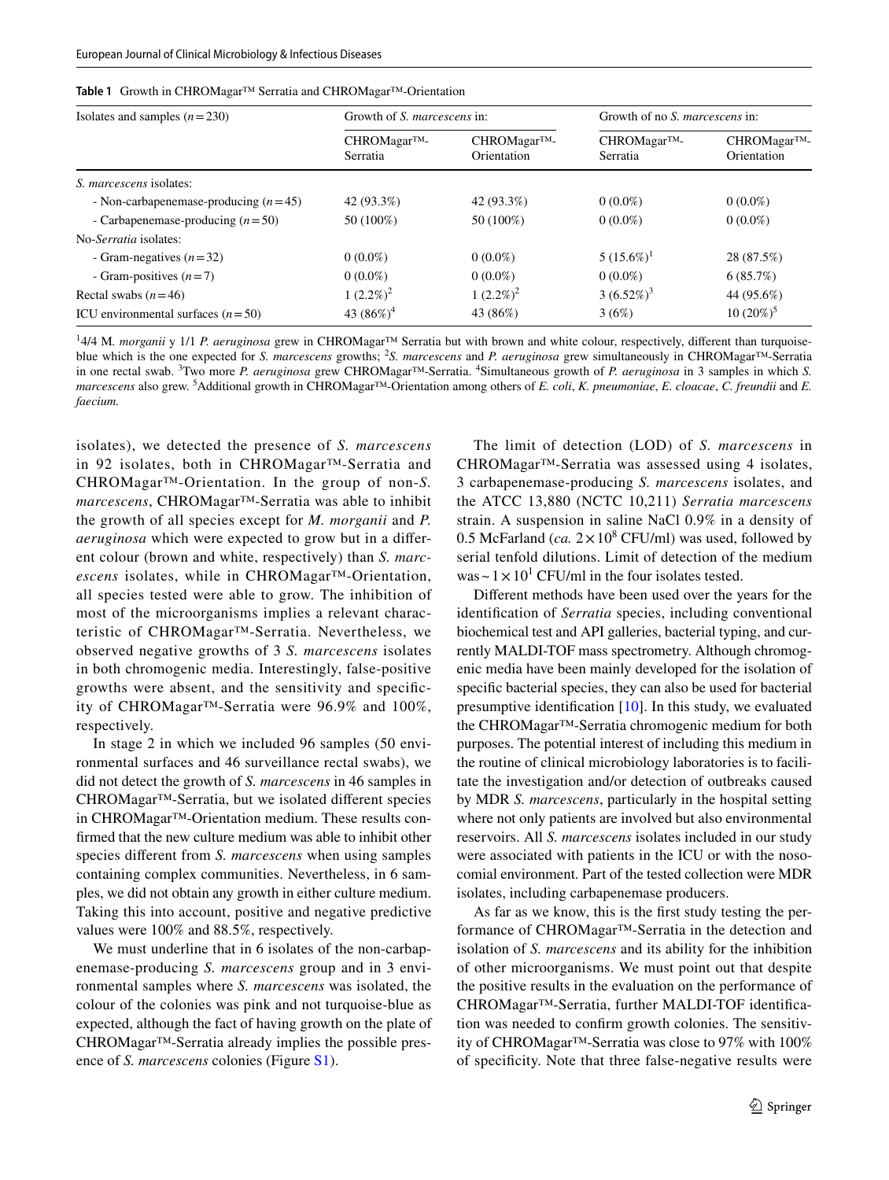**Table 1** Growth in CHROMagar™ Serratia and CHROMagar™-Orientation

| Isolates and samples ($n=230$) | Growth of *S. marcescens* in: | | Growth of no *S. marcescens* in: | |
|---|---|---|---|---|
| | CHROMagar™-Serratia | CHROMagar™-Orientation | CHROMagar™-Serratia | CHROMagar™-Orientation |
| *S. marcescens* isolates: | | | | |
| - Non-carbapenemase-producing ($n=45$) | 42 (93.3%) | 42 (93.3%) | 0 (0.0%) | 0 (0.0%) |
| - Carbapenemase-producing ($n=50$) | 50 (100%) | 50 (100%) | 0 (0.0%) | 0 (0.0%) |
| No-*Serratia* isolates: | | | | |
| - Gram-negatives ($n=32$) | 0 (0.0%) | 0 (0.0%) | 5 (15.6%)[1] | 28 (87.5%) |
| - Gram-positives ($n=7$) | 0 (0.0%) | 0 (0.0%) | 0 (0.0%) | 6 (85.7%) |
| Rectal swabs ($n=46$) | 1 (2.2%)[2] | 1 (2.2%)[2] | 3 (6.52%)[3] | 44 (95.6%) |
| ICU environmental surfaces ($n=50$) | 43 (86%)[4] | 43 (86%) | 3 (6%) | 10 (20%)[5] |

[1]4/4 M. *morganii* y 1/1 *P. aeruginosa* grew in CHROMagar™ Serratia but with brown and white colour, respectively, different than turquoise-blue which is the one expected for *S. marcescens* growths; [2]*S. marcescens* and *P. aeruginosa* grew simultaneously in CHROMagar™-Serratia in one rectal swab. [3]Two more *P. aeruginosa* grew CHROMagar™-Serratia. [4]Simultaneous growth of *P. aeruginosa* in 3 samples in which *S. marcescens* also grew. [5]Additional growth in CHROMagar™-Orientation among others of *E. coli*, *K. pneumoniae*, *E. cloacae*, *C. freundii* and *E. faecium.*

isolates), we detected the presence of *S. marcescens* in 92 isolates, both in CHROMagar™-Serratia and CHROMagar™-Orientation. In the group of non-*S. marcescens*, CHROMagar™-Serratia was able to inhibit the growth of all species except for *M. morganii* and *P. aeruginosa* which were expected to grow but in a different colour (brown and white, respectively) than *S. marcescens* isolates, while in CHROMagar™-Orientation, all species tested were able to grow. The inhibition of most of the microorganisms implies a relevant characteristic of CHROMagar™-Serratia. Nevertheless, we observed negative growths of 3 *S. marcescens* isolates in both chromogenic media. Interestingly, false-positive growths were absent, and the sensitivity and specificity of CHROMagar™-Serratia were 96.9% and 100%, respectively.

In stage 2 in which we included 96 samples (50 environmental surfaces and 46 surveillance rectal swabs), we did not detect the growth of *S. marcescens* in 46 samples in CHROMagar™-Serratia, but we isolated different species in CHROMagar™-Orientation medium. These results confirmed that the new culture medium was able to inhibit other species different from *S. marcescens* when using samples containing complex communities. Nevertheless, in 6 samples, we did not obtain any growth in either culture medium. Taking this into account, positive and negative predictive values were 100% and 88.5%, respectively.

We must underline that in 6 isolates of the non-carbapenemase-producing *S. marcescens* group and in 3 environmental samples where *S. marcescens* was isolated, the colour of the colonies was pink and not turquoise-blue as expected, although the fact of having growth on the plate of CHROMagar™-Serratia already implies the possible presence of *S. marcescens* colonies (Figure S1).

The limit of detection (LOD) of *S. marcescens* in CHROMagar™-Serratia was assessed using 4 isolates, 3 carbapenemase-producing *S. marcescens* isolates, and the ATCC 13,880 (NCTC 10,211) *Serratia marcescens* strain. A suspension in saline NaCl 0.9% in a density of 0.5 McFarland (*ca.* $2\times10^{8}$ CFU/ml) was used, followed by serial tenfold dilutions. Limit of detection of the medium was ~ $1\times10^{1}$ CFU/ml in the four isolates tested.

Different methods have been used over the years for the identification of *Serratia* species, including conventional biochemical test and API galleries, bacterial typing, and currently MALDI-TOF mass spectrometry. Although chromogenic media have been mainly developed for the isolation of specific bacterial species, they can also be used for bacterial presumptive identification [10]. In this study, we evaluated the CHROMagar™-Serratia chromogenic medium for both purposes. The potential interest of including this medium in the routine of clinical microbiology laboratories is to facilitate the investigation and/or detection of outbreaks caused by MDR *S. marcescens*, particularly in the hospital setting where not only patients are involved but also environmental reservoirs. All *S. marcescens* isolates included in our study were associated with patients in the ICU or with the nosocomial environment. Part of the tested collection were MDR isolates, including carbapenemase producers.

As far as we know, this is the first study testing the performance of CHROMagar™-Serratia in the detection and isolation of *S. marcescens* and its ability for the inhibition of other microorganisms. We must point out that despite the positive results in the evaluation on the performance of CHROMagar™-Serratia, further MALDI-TOF identification was needed to confirm growth colonies. The sensitivity of CHROMagar™-Serratia was close to 97% with 100% of specificity. Note that three false-negative results were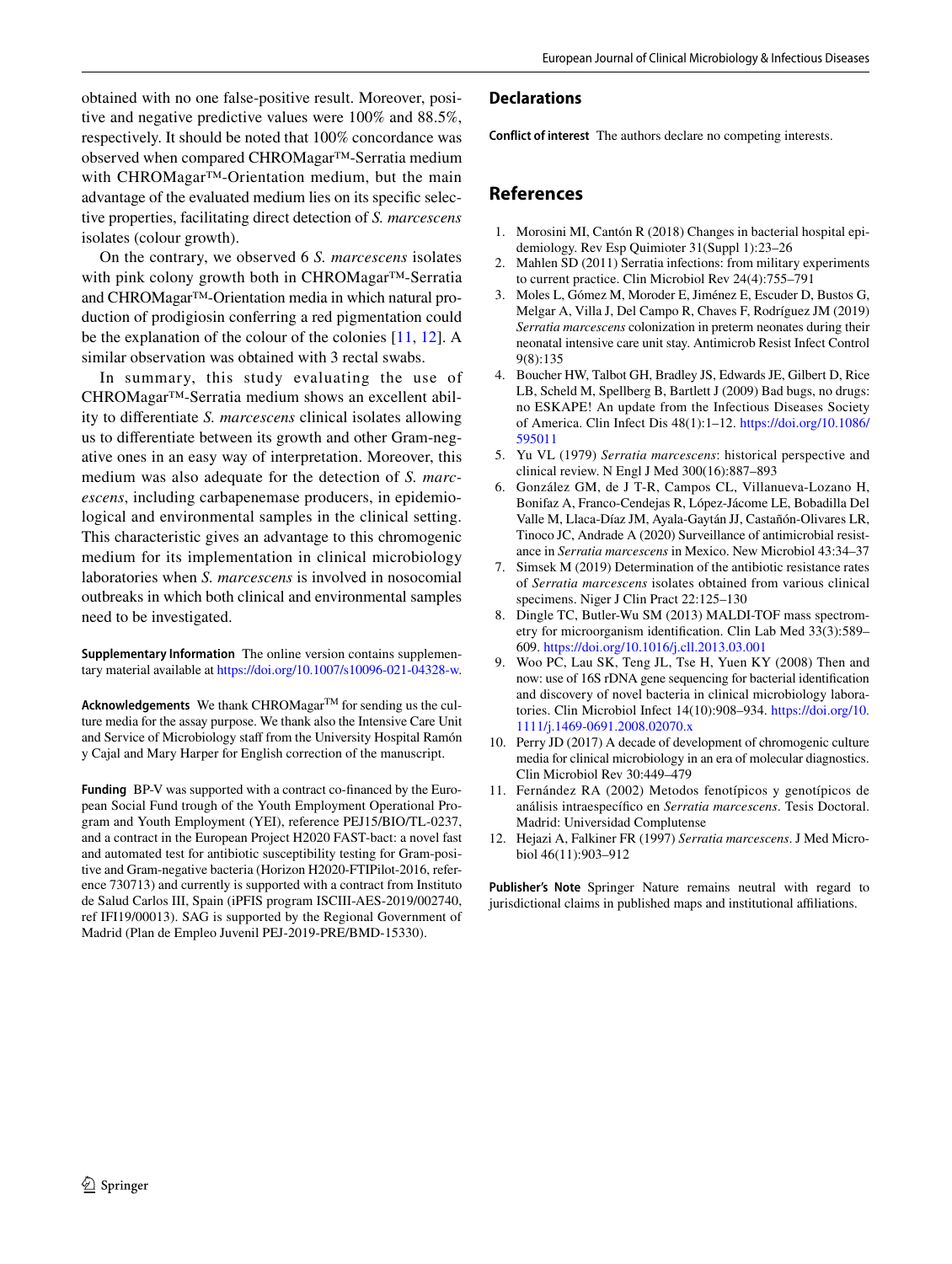obtained with no one false-positive result. Moreover, positive and negative predictive values were 100% and 88.5%, respectively. It should be noted that 100% concordance was observed when compared CHROMagar™-Serratia medium with CHROMagar™-Orientation medium, but the main advantage of the evaluated medium lies on its specific selective properties, facilitating direct detection of *S. marcescens* isolates (colour growth).

On the contrary, we observed 6 *S. marcescens* isolates with pink colony growth both in CHROMagar™-Serratia and CHROMagar™-Orientation media in which natural production of prodigiosin conferring a red pigmentation could be the explanation of the colour of the colonies [11, 12]. A similar observation was obtained with 3 rectal swabs.

In summary, this study evaluating the use of CHROMagar™-Serratia medium shows an excellent ability to differentiate *S. marcescens* clinical isolates allowing us to differentiate between its growth and other Gram-negative ones in an easy way of interpretation. Moreover, this medium was also adequate for the detection of *S. marcescens*, including carbapenemase producers, in epidemiological and environmental samples in the clinical setting. This characteristic gives an advantage to this chromogenic medium for its implementation in clinical microbiology laboratories when *S. marcescens* is involved in nosocomial outbreaks in which both clinical and environmental samples need to be investigated.

**Supplementary Information** The online version contains supplementary material available at https://doi.org/10.1007/s10096-021-04328-w.

**Acknowledgements** We thank CHROMagar™ for sending us the culture media for the assay purpose. We thank also the Intensive Care Unit and Service of Microbiology staff from the University Hospital Ramón y Cajal and Mary Harper for English correction of the manuscript.

**Funding** BP-V was supported with a contract co-financed by the European Social Fund trough of the Youth Employment Operational Program and Youth Employment (YEI), reference PEJ15/BIO/TL-0237, and a contract in the European Project H2020 FAST-bact: a novel fast and automated test for antibiotic susceptibility testing for Gram-positive and Gram-negative bacteria (Horizon H2020-FTIPilot-2016, reference 730713) and currently is supported with a contract from Instituto de Salud Carlos III, Spain (iPFIS program ISCIII-AES-2019/002740, ref IFI19/00013). SAG is supported by the Regional Government of Madrid (Plan de Empleo Juvenil PEJ-2019-PRE/BMD-15330).

## Declarations

**Conflict of interest** The authors declare no competing interests.

## References

1. Morosini MI, Cantón R (2018) Changes in bacterial hospital epidemiology. Rev Esp Quimioter 31(Suppl 1):23–26
2. Mahlen SD (2011) Serratia infections: from military experiments to current practice. Clin Microbiol Rev 24(4):755–791
3. Moles L, Gómez M, Moroder E, Jiménez E, Escuder D, Bustos G, Melgar A, Villa J, Del Campo R, Chaves F, Rodríguez JM (2019) *Serratia marcescens* colonization in preterm neonates during their neonatal intensive care unit stay. Antimicrob Resist Infect Control 9(8):135
4. Boucher HW, Talbot GH, Bradley JS, Edwards JE, Gilbert D, Rice LB, Scheld M, Spellberg B, Bartlett J (2009) Bad bugs, no drugs: no ESKAPE! An update from the Infectious Diseases Society of America. Clin Infect Dis 48(1):1–12. https://doi.org/10.1086/595011
5. Yu VL (1979) *Serratia marcescens*: historical perspective and clinical review. N Engl J Med 300(16):887–893
6. González GM, de J T-R, Campos CL, Villanueva-Lozano H, Bonifaz A, Franco-Cendejas R, López-Jácome LE, Bobadilla Del Valle M, Llaca-Díaz JM, Ayala-Gaytán JJ, Castañón-Olivares LR, Tinoco JC, Andrade A (2020) Surveillance of antimicrobial resistance in *Serratia marcescens* in Mexico. New Microbiol 43:34–37
7. Simsek M (2019) Determination of the antibiotic resistance rates of *Serratia marcescens* isolates obtained from various clinical specimens. Niger J Clin Pract 22:125–130
8. Dingle TC, Butler-Wu SM (2013) MALDI-TOF mass spectrometry for microorganism identification. Clin Lab Med 33(3):589–609. https://doi.org/10.1016/j.cll.2013.03.001
9. Woo PC, Lau SK, Teng JL, Tse H, Yuen KY (2008) Then and now: use of 16S rDNA gene sequencing for bacterial identification and discovery of novel bacteria in clinical microbiology laboratories. Clin Microbiol Infect 14(10):908–934. https://doi.org/10.1111/j.1469-0691.2008.02070.x
10. Perry JD (2017) A decade of development of chromogenic culture media for clinical microbiology in an era of molecular diagnostics. Clin Microbiol Rev 30:449–479
11. Fernández RA (2002) Metodos fenotípicos y genotípicos de análisis intraespecífico en *Serratia marcescens*. Tesis Doctoral. Madrid: Universidad Complutense
12. Hejazi A, Falkiner FR (1997) *Serratia marcescens*. J Med Microbiol 46(11):903–912

**Publisher's Note** Springer Nature remains neutral with regard to jurisdictional claims in published maps and institutional affiliations.